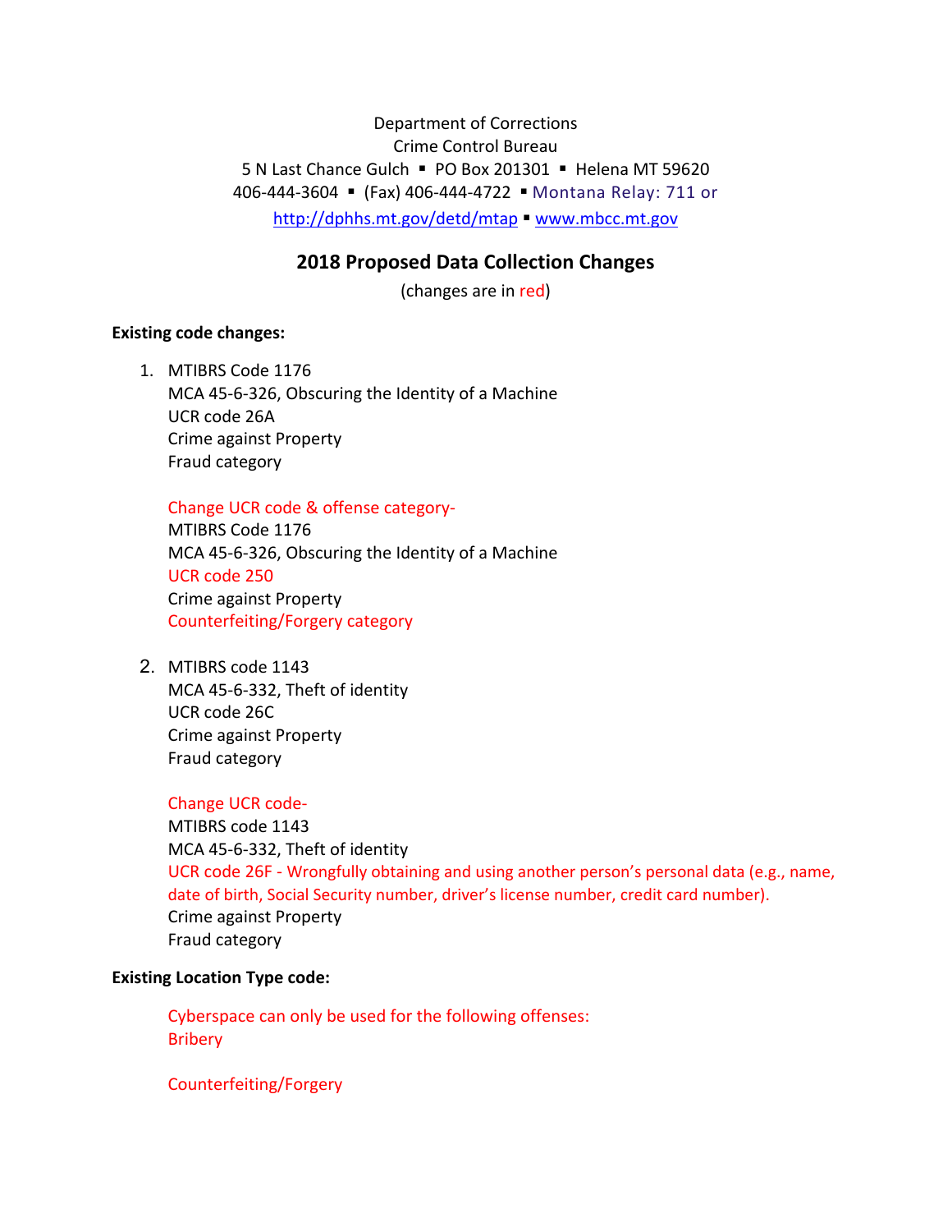Department of Corrections
Crime Control Bureau
5 N Last Chance Gulch ▪ PO Box 201301 ▪ Helena MT 59620
406-444-3604 ▪ (Fax) 406-444-4722 ▪ Montana Relay: 711 or
http://dphhs.mt.gov/detd/mtap ▪ www.mbcc.mt.gov

## 2018 Proposed Data Collection Changes

(changes are in red)

**Existing code changes:**

1. MTIBRS Code 1176
   MCA 45-6-326, Obscuring the Identity of a Machine
   UCR code 26A
   Crime against Property
   Fraud category

   Change UCR code & offense category-
   MTIBRS Code 1176
   MCA 45-6-326, Obscuring the Identity of a Machine
   UCR code 250
   Crime against Property
   Counterfeiting/Forgery category

2. MTIBRS code 1143
   MCA 45-6-332, Theft of identity
   UCR code 26C
   Crime against Property
   Fraud category

   Change UCR code-
   MTIBRS code 1143
   MCA 45-6-332, Theft of identity
   UCR code 26F - Wrongfully obtaining and using another person's personal data (e.g., name, date of birth, Social Security number, driver's license number, credit card number).
   Crime against Property
   Fraud category

**Existing Location Type code:**

Cyberspace can only be used for the following offenses:
Bribery

Counterfeiting/Forgery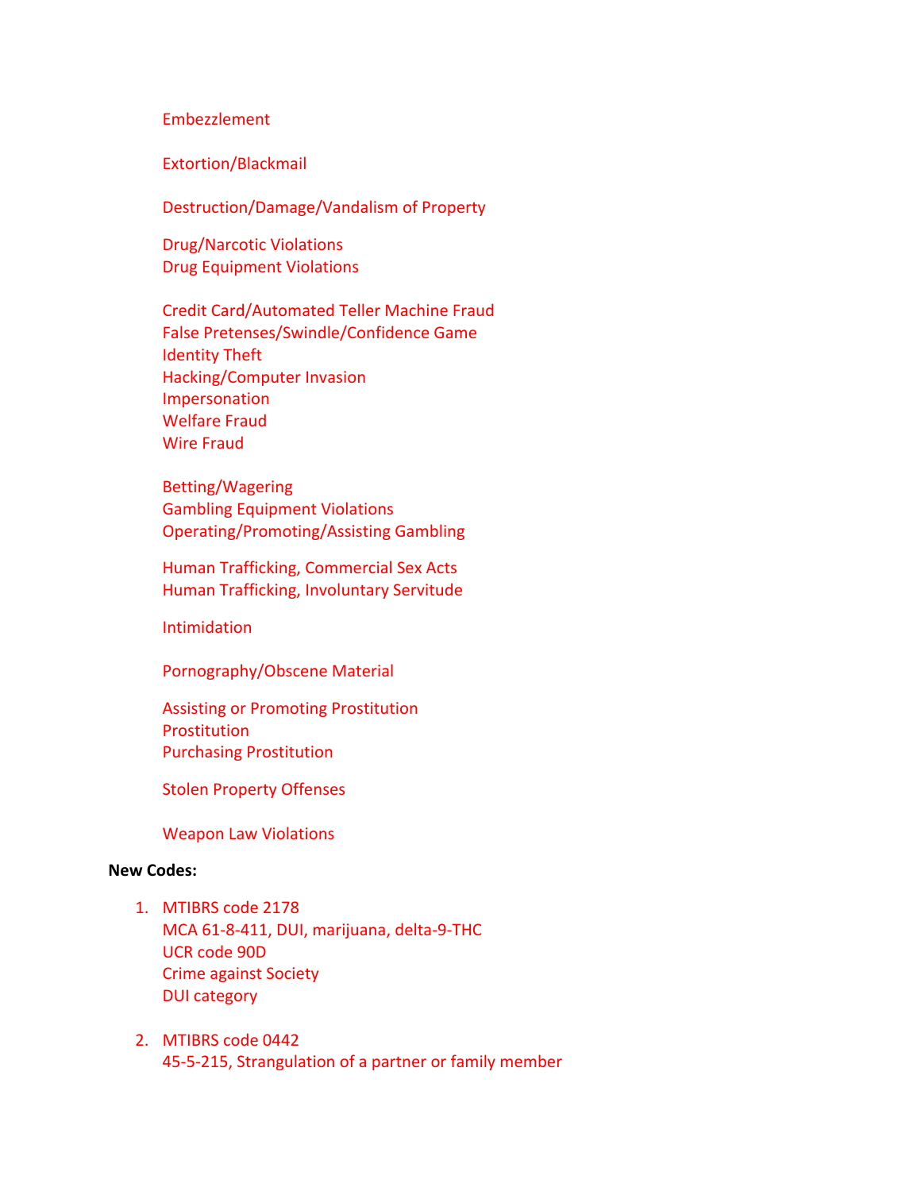Embezzlement

Extortion/Blackmail

Destruction/Damage/Vandalism of Property

Drug/Narcotic Violations
Drug Equipment Violations

Credit Card/Automated Teller Machine Fraud
False Pretenses/Swindle/Confidence Game
Identity Theft
Hacking/Computer Invasion
Impersonation
Welfare Fraud
Wire Fraud

Betting/Wagering
Gambling Equipment Violations
Operating/Promoting/Assisting Gambling

Human Trafficking, Commercial Sex Acts
Human Trafficking, Involuntary Servitude

Intimidation

Pornography/Obscene Material

Assisting or Promoting Prostitution
Prostitution
Purchasing Prostitution

Stolen Property Offenses

Weapon Law Violations

**New Codes:**

1. MTIBRS code 2178
   MCA 61-8-411, DUI, marijuana, delta-9-THC
   UCR code 90D
   Crime against Society
   DUI category

2. MTIBRS code 0442
   45-5-215, Strangulation of a partner or family member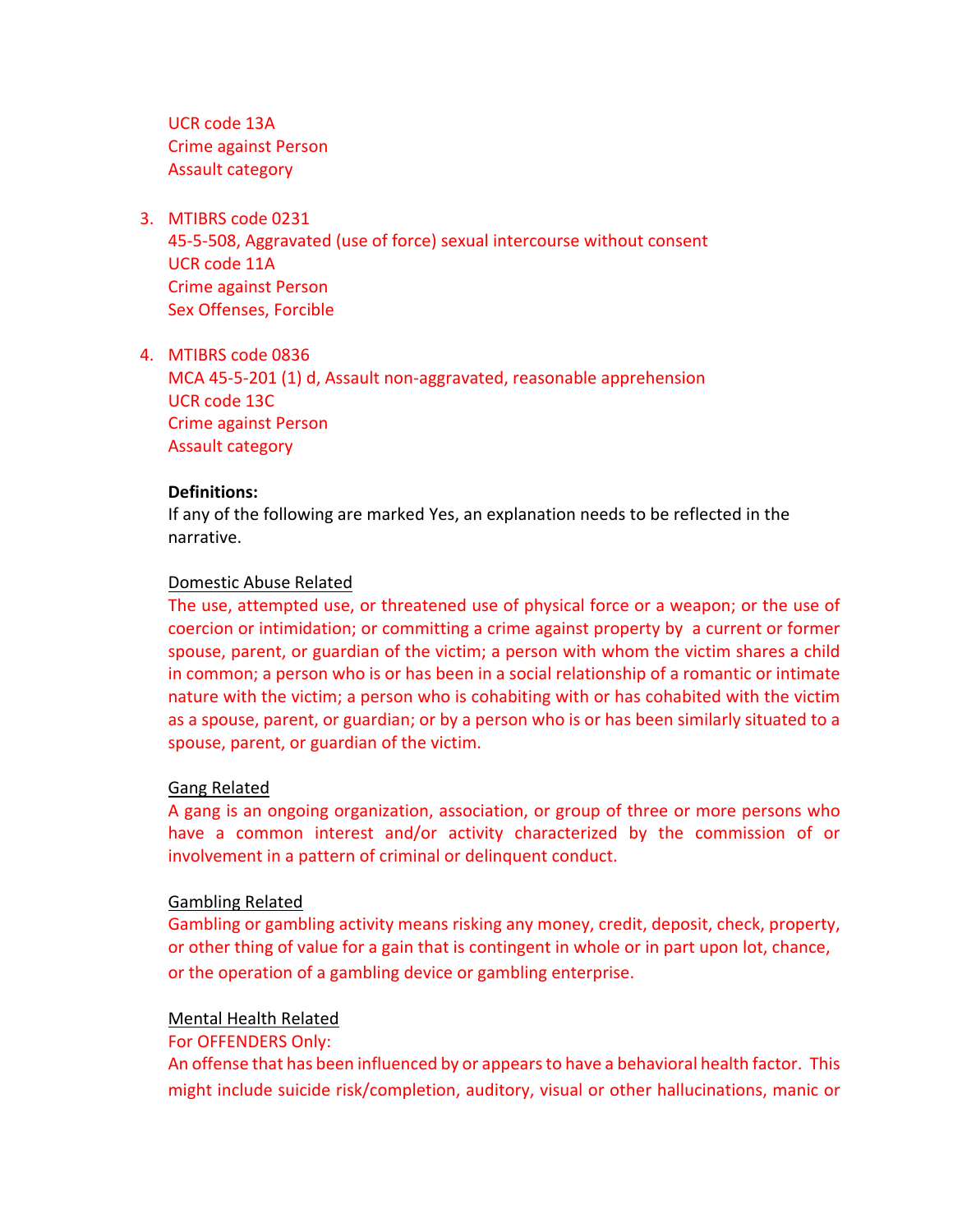UCR code 13A
Crime against Person
Assault category

3. MTIBRS code 0231
   45-5-508, Aggravated (use of force) sexual intercourse without consent
   UCR code 11A
   Crime against Person
   Sex Offenses, Forcible

4. MTIBRS code 0836
   MCA 45-5-201 (1) d, Assault non-aggravated, reasonable apprehension
   UCR code 13C
   Crime against Person
   Assault category

**Definitions:**
If any of the following are marked Yes, an explanation needs to be reflected in the narrative.

Domestic Abuse Related
The use, attempted use, or threatened use of physical force or a weapon; or the use of coercion or intimidation; or committing a crime against property by a current or former spouse, parent, or guardian of the victim; a person with whom the victim shares a child in common; a person who is or has been in a social relationship of a romantic or intimate nature with the victim; a person who is cohabiting with or has cohabited with the victim as a spouse, parent, or guardian; or by a person who is or has been similarly situated to a spouse, parent, or guardian of the victim.

Gang Related
A gang is an ongoing organization, association, or group of three or more persons who have a common interest and/or activity characterized by the commission of or involvement in a pattern of criminal or delinquent conduct.

Gambling Related
Gambling or gambling activity means risking any money, credit, deposit, check, property, or other thing of value for a gain that is contingent in whole or in part upon lot, chance, or the operation of a gambling device or gambling enterprise.

Mental Health Related
For OFFENDERS Only:
An offense that has been influenced by or appears to have a behavioral health factor. This might include suicide risk/completion, auditory, visual or other hallucinations, manic or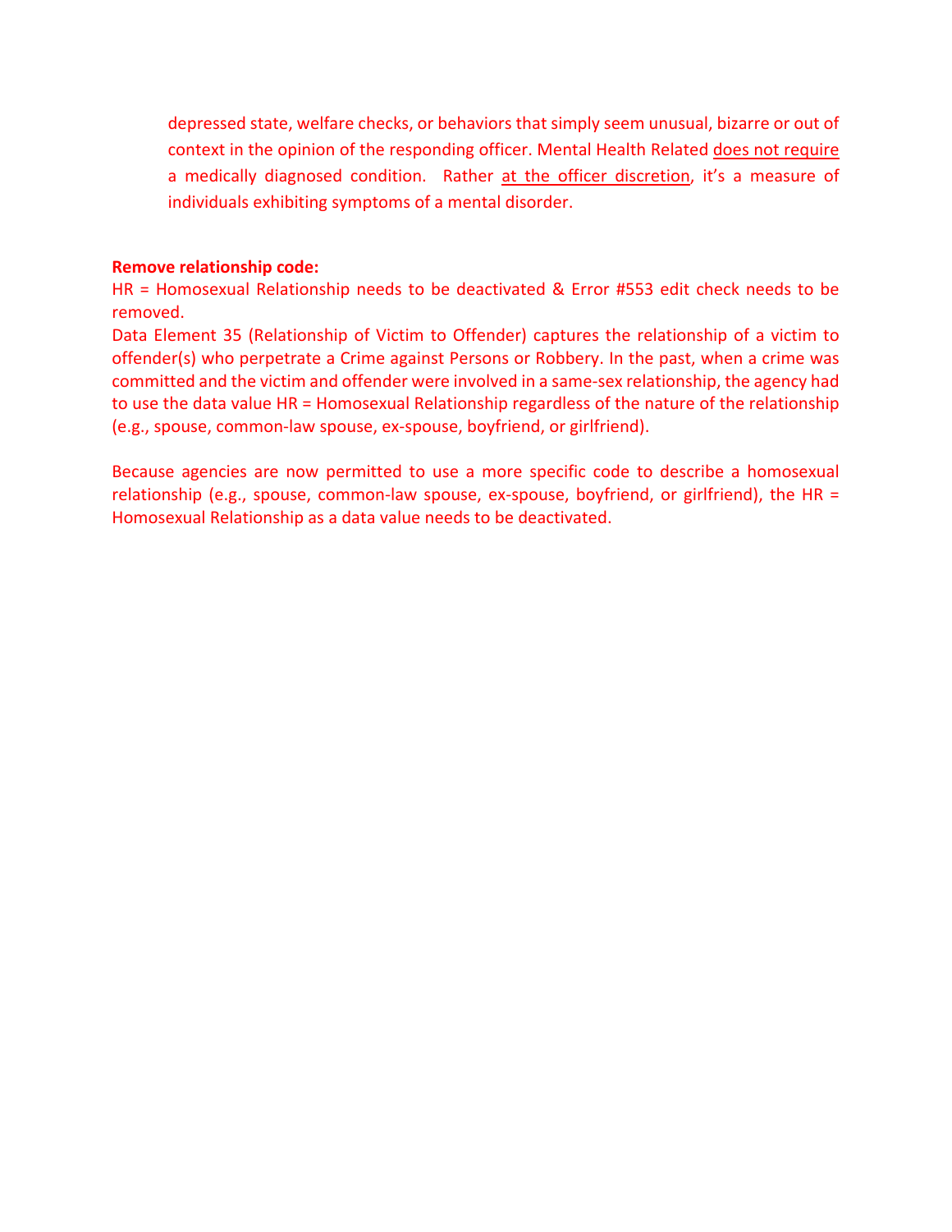depressed state, welfare checks, or behaviors that simply seem unusual, bizarre or out of context in the opinion of the responding officer. Mental Health Related <u>does not require</u> a medically diagnosed condition. Rather <u>at the officer discretion</u>, it's a measure of individuals exhibiting symptoms of a mental disorder.

**Remove relationship code:**

HR = Homosexual Relationship needs to be deactivated & Error #553 edit check needs to be removed.

Data Element 35 (Relationship of Victim to Offender) captures the relationship of a victim to offender(s) who perpetrate a Crime against Persons or Robbery. In the past, when a crime was committed and the victim and offender were involved in a same-sex relationship, the agency had to use the data value HR = Homosexual Relationship regardless of the nature of the relationship (e.g., spouse, common-law spouse, ex-spouse, boyfriend, or girlfriend).

Because agencies are now permitted to use a more specific code to describe a homosexual relationship (e.g., spouse, common-law spouse, ex-spouse, boyfriend, or girlfriend), the HR = Homosexual Relationship as a data value needs to be deactivated.